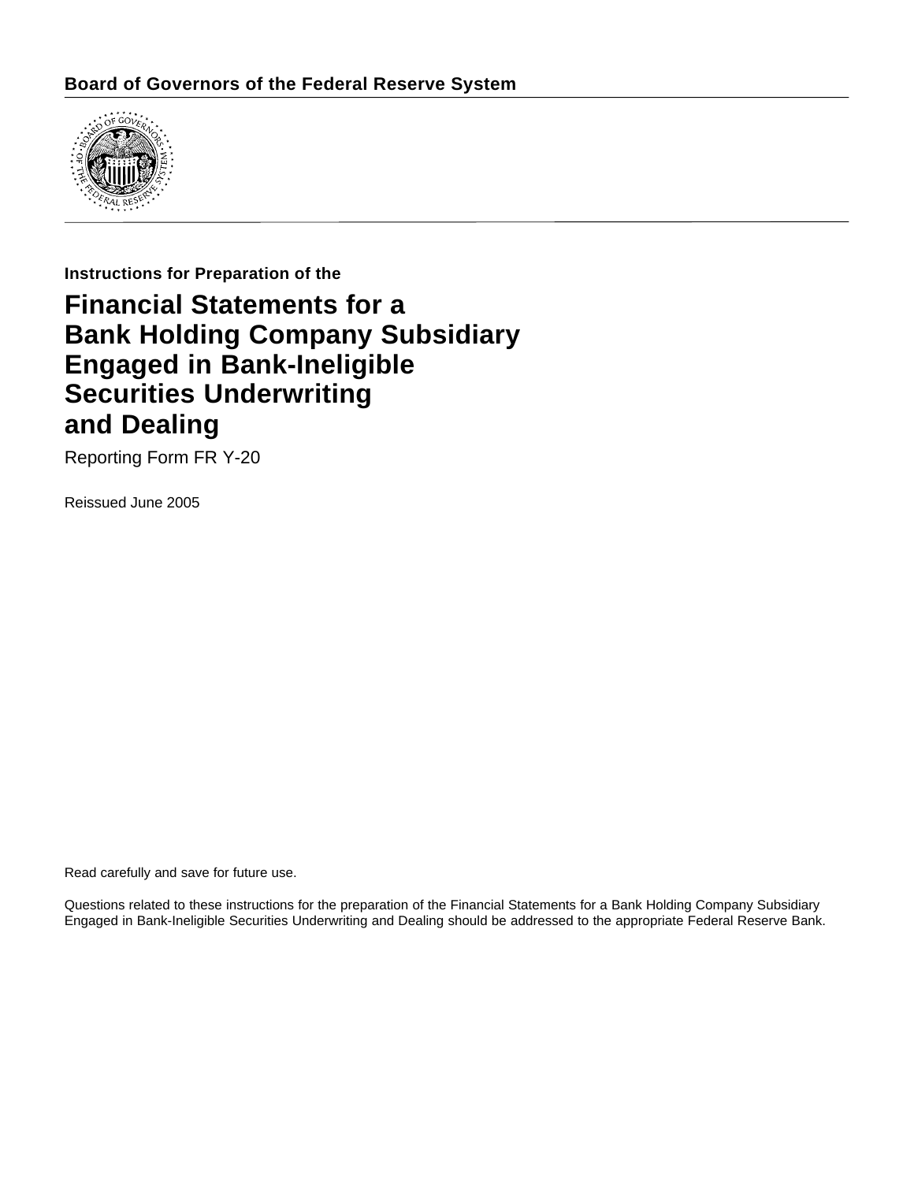**Board of Governors of the Federal Reserve System**

**Instructions for Preparation of the**

# Financial Statements for a Bank Holding Company Subsidiary Engaged in Bank-Ineligible Securities Underwriting and Dealing

Reporting Form FR Y-20

Reissued June 2005

Read carefully and save for future use.

Questions related to these instructions for the preparation of the Financial Statements for a Bank Holding Company Subsidiary Engaged in Bank-Ineligible Securities Underwriting and Dealing should be addressed to the appropriate Federal Reserve Bank.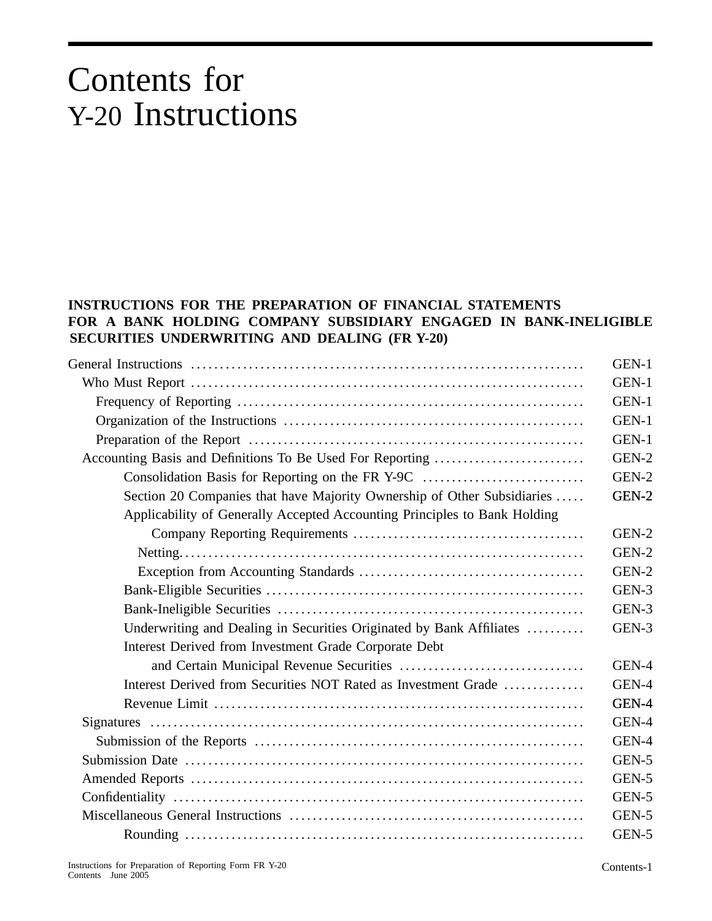# Contents for Y-20 Instructions

**INSTRUCTIONS FOR THE PREPARATION OF FINANCIAL STATEMENTS FOR A BANK HOLDING COMPANY SUBSIDIARY ENGAGED IN BANK-INELIGIBLE SECURITIES UNDERWRITING AND DEALING (FR Y-20)**

| | |
|---|---|
| General Instructions | GEN-1 |
| Who Must Report | GEN-1 |
| Frequency of Reporting | GEN-1 |
| Organization of the Instructions | GEN-1 |
| Preparation of the Report | GEN-1 |
| Accounting Basis and Definitions To Be Used For Reporting | GEN-2 |
| Consolidation Basis for Reporting on the FR Y-9C | GEN-2 |
| Section 20 Companies that have Majority Ownership of Other Subsidiaries | GEN-2 |
| Applicability of Generally Accepted Accounting Principles to Bank Holding Company Reporting Requirements | GEN-2 |
| Netting | GEN-2 |
| Exception from Accounting Standards | GEN-2 |
| Bank-Eligible Securities | GEN-3 |
| Bank-Ineligible Securities | GEN-3 |
| Underwriting and Dealing in Securities Originated by Bank Affiliates | GEN-3 |
| Interest Derived from Investment Grade Corporate Debt and Certain Municipal Revenue Securities | GEN-4 |
| Interest Derived from Securities NOT Rated as Investment Grade | GEN-4 |
| Revenue Limit | GEN-4 |
| Signatures | GEN-4 |
| Submission of the Reports | GEN-4 |
| Submission Date | GEN-5 |
| Amended Reports | GEN-5 |
| Confidentiality | GEN-5 |
| Miscellaneous General Instructions | GEN-5 |
| Rounding | GEN-5 |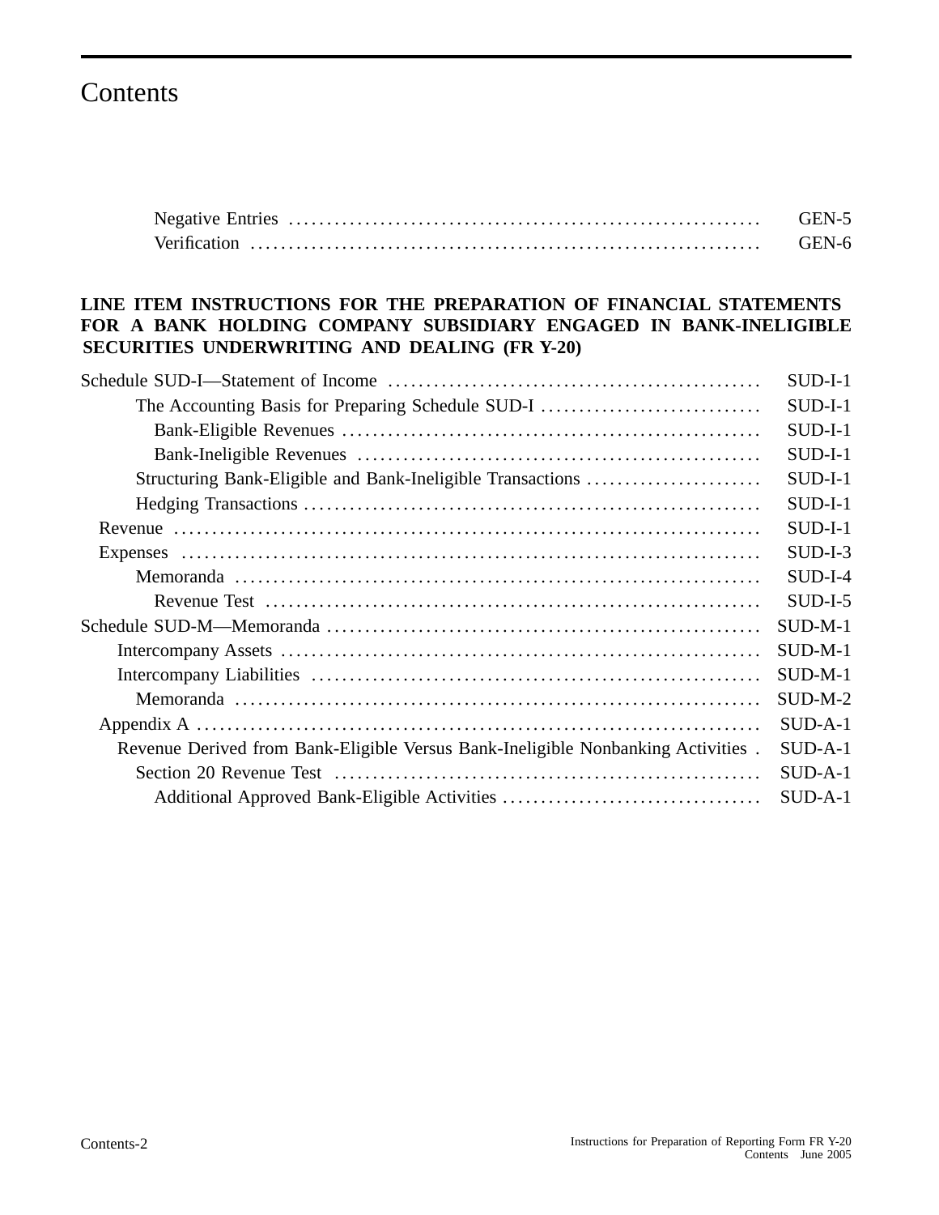# Contents

Negative Entries ............................................................. GEN-5
Verification ................................................................. GEN-6

**LINE ITEM INSTRUCTIONS FOR THE PREPARATION OF FINANCIAL STATEMENTS FOR A BANK HOLDING COMPANY SUBSIDIARY ENGAGED IN BANK-INELIGIBLE SECURITIES UNDERWRITING AND DEALING (FR Y-20)**

Schedule SUD-I—Statement of Income ................................................ SUD-I-1
The Accounting Basis for Preparing Schedule SUD-I ............................ SUD-I-1
Bank-Eligible Revenues ....................................................... SUD-I-1
Bank-Ineligible Revenues ..................................................... SUD-I-1
Structuring Bank-Eligible and Bank-Ineligible Transactions ....................... SUD-I-1
Hedging Transactions ........................................................... SUD-I-1
Revenue ........................................................................ SUD-I-1
Expenses ....................................................................... SUD-I-3
Memoranda ..................................................................... SUD-I-4
Revenue Test ................................................................. SUD-I-5
Schedule SUD-M—Memoranda ........................................................ SUD-M-1
Intercompany Assets ............................................................ SUD-M-1
Intercompany Liabilities ........................................................ SUD-M-1
Memoranda ..................................................................... SUD-M-2
Appendix A ..................................................................... SUD-A-1
Revenue Derived from Bank-Eligible Versus Bank-Ineligible Nonbanking Activities . SUD-A-1
Section 20 Revenue Test ........................................................ SUD-A-1
Additional Approved Bank-Eligible Activities .................................. SUD-A-1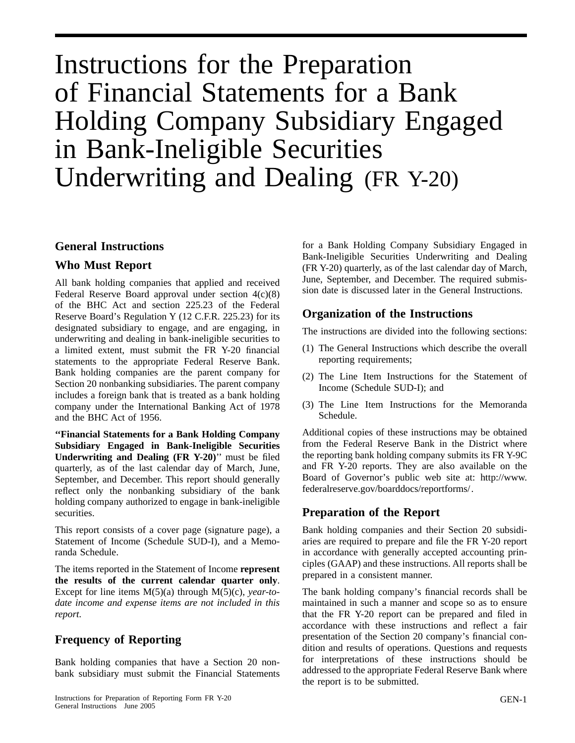# Instructions for the Preparation of Financial Statements for a Bank Holding Company Subsidiary Engaged in Bank-Ineligible Securities Underwriting and Dealing (FR Y-20)

## General Instructions

### Who Must Report

All bank holding companies that applied and received Federal Reserve Board approval under section 4(c)(8) of the BHC Act and section 225.23 of the Federal Reserve Board's Regulation Y (12 C.F.R. 225.23) for its designated subsidiary to engage, and are engaging, in underwriting and dealing in bank-ineligible securities to a limited extent, must submit the FR Y-20 financial statements to the appropriate Federal Reserve Bank. Bank holding companies are the parent company for Section 20 nonbanking subsidiaries. The parent company includes a foreign bank that is treated as a bank holding company under the International Banking Act of 1978 and the BHC Act of 1956.

**''Financial Statements for a Bank Holding Company Subsidiary Engaged in Bank-Ineligible Securities Underwriting and Dealing (FR Y-20)''** must be filed quarterly, as of the last calendar day of March, June, September, and December. This report should generally reflect only the nonbanking subsidiary of the bank holding company authorized to engage in bank-ineligible securities.

This report consists of a cover page (signature page), a Statement of Income (Schedule SUD-I), and a Memoranda Schedule.

The items reported in the Statement of Income **represent the results of the current calendar quarter only**. Except for line items M(5)(a) through M(5)(c), *year-to-date income and expense items are not included in this report*.

### Frequency of Reporting

Bank holding companies that have a Section 20 nonbank subsidiary must submit the Financial Statements for a Bank Holding Company Subsidiary Engaged in Bank-Ineligible Securities Underwriting and Dealing (FR Y-20) quarterly, as of the last calendar day of March, June, September, and December. The required submission date is discussed later in the General Instructions.

### Organization of the Instructions

The instructions are divided into the following sections:

(1) The General Instructions which describe the overall reporting requirements;

(2) The Line Item Instructions for the Statement of Income (Schedule SUD-I); and

(3) The Line Item Instructions for the Memoranda Schedule.

Additional copies of these instructions may be obtained from the Federal Reserve Bank in the District where the reporting bank holding company submits its FR Y-9C and FR Y-20 reports. They are also available on the Board of Governor's public web site at: http://www.federalreserve.gov/boarddocs/reportforms/.

### Preparation of the Report

Bank holding companies and their Section 20 subsidiaries are required to prepare and file the FR Y-20 report in accordance with generally accepted accounting principles (GAAP) and these instructions. All reports shall be prepared in a consistent manner.

The bank holding company's financial records shall be maintained in such a manner and scope so as to ensure that the FR Y-20 report can be prepared and filed in accordance with these instructions and reflect a fair presentation of the Section 20 company's financial condition and results of operations. Questions and requests for interpretations of these instructions should be addressed to the appropriate Federal Reserve Bank where the report is to be submitted.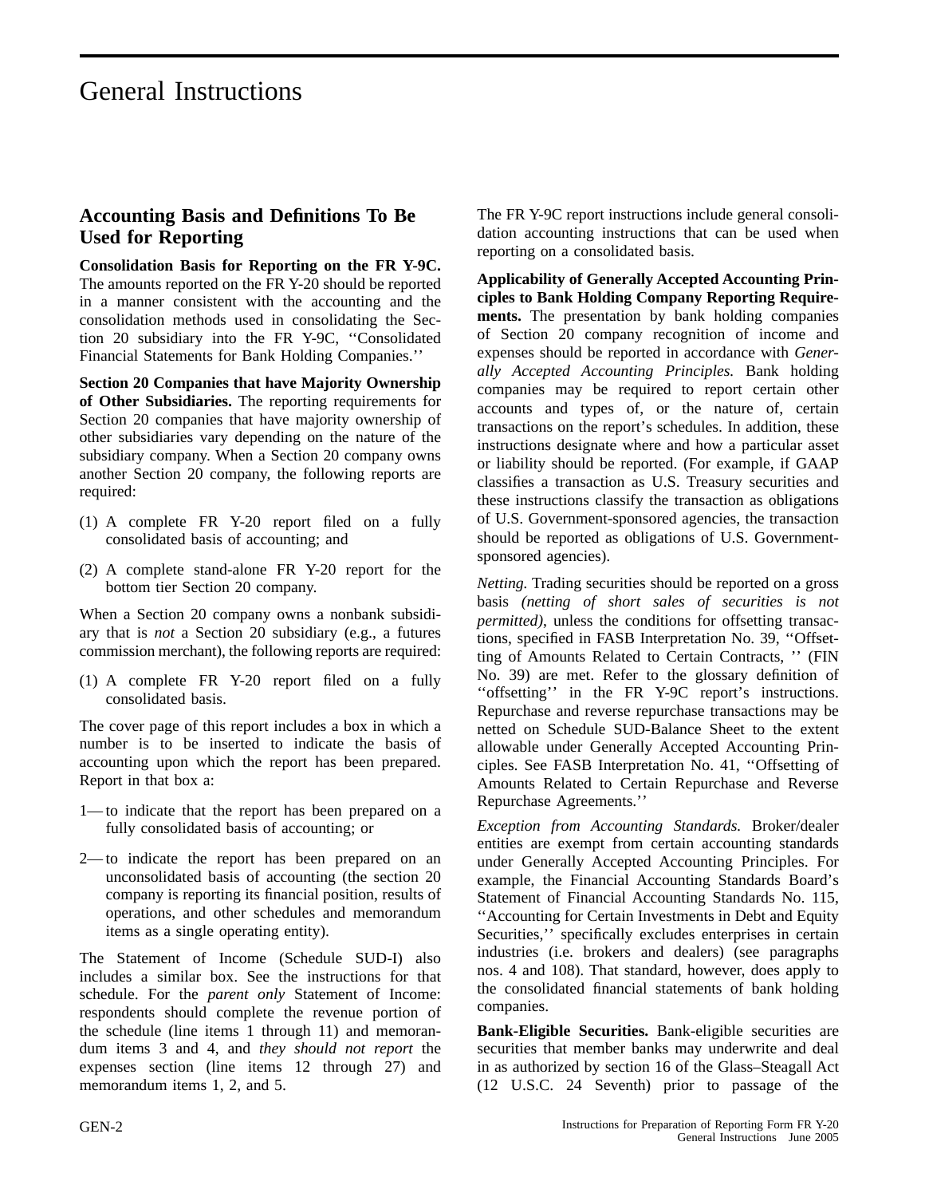# General Instructions

## Accounting Basis and Definitions To Be Used for Reporting

**Consolidation Basis for Reporting on the FR Y-9C.** The amounts reported on the FR Y-20 should be reported in a manner consistent with the accounting and the consolidation methods used in consolidating the Section 20 subsidiary into the FR Y-9C, ''Consolidated Financial Statements for Bank Holding Companies.''

**Section 20 Companies that have Majority Ownership of Other Subsidiaries.** The reporting requirements for Section 20 companies that have majority ownership of other subsidiaries vary depending on the nature of the subsidiary company. When a Section 20 company owns another Section 20 company, the following reports are required:

(1) A complete FR Y-20 report filed on a fully consolidated basis of accounting; and

(2) A complete stand-alone FR Y-20 report for the bottom tier Section 20 company.

When a Section 20 company owns a nonbank subsidiary that is *not* a Section 20 subsidiary (e.g., a futures commission merchant), the following reports are required:

(1) A complete FR Y-20 report filed on a fully consolidated basis.

The cover page of this report includes a box in which a number is to be inserted to indicate the basis of accounting upon which the report has been prepared. Report in that box a:

1— to indicate that the report has been prepared on a fully consolidated basis of accounting; or

2— to indicate the report has been prepared on an unconsolidated basis of accounting (the section 20 company is reporting its financial position, results of operations, and other schedules and memorandum items as a single operating entity).

The Statement of Income (Schedule SUD-I) also includes a similar box. See the instructions for that schedule. For the *parent only* Statement of Income: respondents should complete the revenue portion of the schedule (line items 1 through 11) and memorandum items 3 and 4, and *they should not report* the expenses section (line items 12 through 27) and memorandum items 1, 2, and 5.

The FR Y-9C report instructions include general consolidation accounting instructions that can be used when reporting on a consolidated basis.

**Applicability of Generally Accepted Accounting Principles to Bank Holding Company Reporting Requirements.** The presentation by bank holding companies of Section 20 company recognition of income and expenses should be reported in accordance with *Generally Accepted Accounting Principles.* Bank holding companies may be required to report certain other accounts and types of, or the nature of, certain transactions on the report's schedules. In addition, these instructions designate where and how a particular asset or liability should be reported. (For example, if GAAP classifies a transaction as U.S. Treasury securities and these instructions classify the transaction as obligations of U.S. Government-sponsored agencies, the transaction should be reported as obligations of U.S. Government-sponsored agencies).

*Netting.* Trading securities should be reported on a gross basis *(netting of short sales of securities is not permitted)*, unless the conditions for offsetting transactions, specified in FASB Interpretation No. 39, ''Offsetting of Amounts Related to Certain Contracts, '' (FIN No. 39) are met. Refer to the glossary definition of ''offsetting'' in the FR Y-9C report's instructions. Repurchase and reverse repurchase transactions may be netted on Schedule SUD-Balance Sheet to the extent allowable under Generally Accepted Accounting Principles. See FASB Interpretation No. 41, ''Offsetting of Amounts Related to Certain Repurchase and Reverse Repurchase Agreements.''

*Exception from Accounting Standards.* Broker/dealer entities are exempt from certain accounting standards under Generally Accepted Accounting Principles. For example, the Financial Accounting Standards Board's Statement of Financial Accounting Standards No. 115, ''Accounting for Certain Investments in Debt and Equity Securities,'' specifically excludes enterprises in certain industries (i.e. brokers and dealers) (see paragraphs nos. 4 and 108). That standard, however, does apply to the consolidated financial statements of bank holding companies.

**Bank-Eligible Securities.** Bank-eligible securities are securities that member banks may underwrite and deal in as authorized by section 16 of the Glass–Steagall Act (12 U.S.C. 24 Seventh) prior to passage of the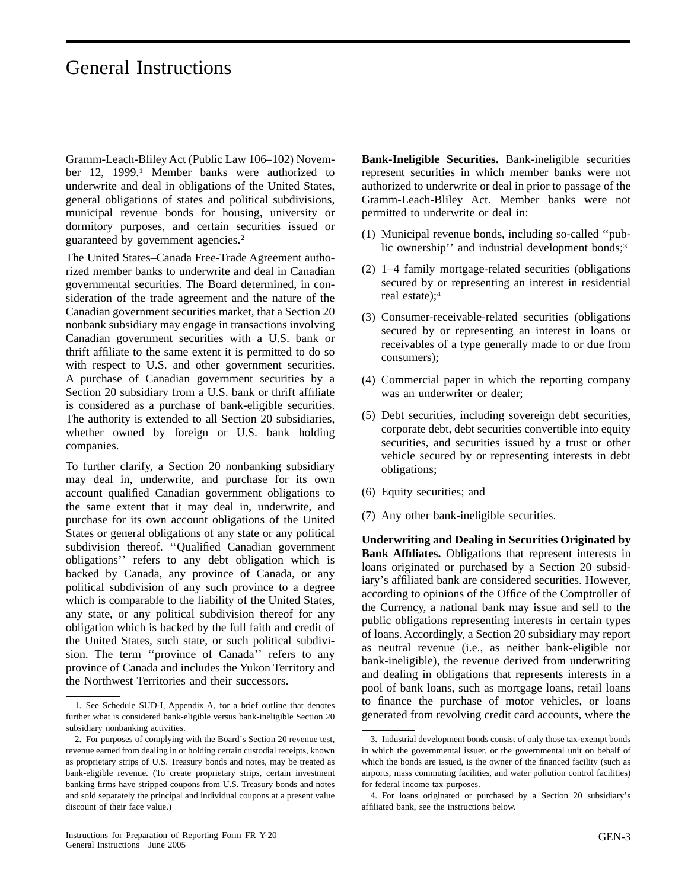# General Instructions

Gramm-Leach-Bliley Act (Public Law 106–102) November 12, 1999.[1] Member banks were authorized to underwrite and deal in obligations of the United States, general obligations of states and political subdivisions, municipal revenue bonds for housing, university or dormitory purposes, and certain securities issued or guaranteed by government agencies.[2]

The United States–Canada Free-Trade Agreement authorized member banks to underwrite and deal in Canadian governmental securities. The Board determined, in consideration of the trade agreement and the nature of the Canadian government securities market, that a Section 20 nonbank subsidiary may engage in transactions involving Canadian government securities with a U.S. bank or thrift affiliate to the same extent it is permitted to do so with respect to U.S. and other government securities. A purchase of Canadian government securities by a Section 20 subsidiary from a U.S. bank or thrift affiliate is considered as a purchase of bank-eligible securities. The authority is extended to all Section 20 subsidiaries, whether owned by foreign or U.S. bank holding companies.

To further clarify, a Section 20 nonbanking subsidiary may deal in, underwrite, and purchase for its own account qualified Canadian government obligations to the same extent that it may deal in, underwrite, and purchase for its own account obligations of the United States or general obligations of any state or any political subdivision thereof. ''Qualified Canadian government obligations'' refers to any debt obligation which is backed by Canada, any province of Canada, or any political subdivision of any such province to a degree which is comparable to the liability of the United States, any state, or any political subdivision thereof for any obligation which is backed by the full faith and credit of the United States, such state, or such political subdivision. The term ''province of Canada'' refers to any province of Canada and includes the Yukon Territory and the Northwest Territories and their successors.

**Bank-Ineligible Securities.** Bank-ineligible securities represent securities in which member banks were not authorized to underwrite or deal in prior to passage of the Gramm-Leach-Bliley Act. Member banks were not permitted to underwrite or deal in:

(1) Municipal revenue bonds, including so-called ''public ownership'' and industrial development bonds;[3]

(2) 1–4 family mortgage-related securities (obligations secured by or representing an interest in residential real estate);[4]

(3) Consumer-receivable-related securities (obligations secured by or representing an interest in loans or receivables of a type generally made to or due from consumers);

(4) Commercial paper in which the reporting company was an underwriter or dealer;

(5) Debt securities, including sovereign debt securities, corporate debt, debt securities convertible into equity securities, and securities issued by a trust or other vehicle secured by or representing interests in debt obligations;

(6) Equity securities; and

(7) Any other bank-ineligible securities.

**Underwriting and Dealing in Securities Originated by Bank Affiliates.** Obligations that represent interests in loans originated or purchased by a Section 20 subsidiary's affiliated bank are considered securities. However, according to opinions of the Office of the Comptroller of the Currency, a national bank may issue and sell to the public obligations representing interests in certain types of loans. Accordingly, a Section 20 subsidiary may report as neutral revenue (i.e., as neither bank-eligible nor bank-ineligible), the revenue derived from underwriting and dealing in obligations that represents interests in a pool of bank loans, such as mortgage loans, retail loans to finance the purchase of motor vehicles, or loans generated from revolving credit card accounts, where the

---

1. See Schedule SUD-I, Appendix A, for a brief outline that denotes further what is considered bank-eligible versus bank-ineligible Section 20 subsidiary nonbanking activities.

2. For purposes of complying with the Board's Section 20 revenue test, revenue earned from dealing in or holding certain custodial receipts, known as proprietary strips of U.S. Treasury bonds and notes, may be treated as bank-eligible revenue. (To create proprietary strips, certain investment banking firms have stripped coupons from U.S. Treasury bonds and notes and sold separately the principal and individual coupons at a present value discount of their face value.)

3. Industrial development bonds consist of only those tax-exempt bonds in which the governmental issuer, or the governmental unit on behalf of which the bonds are issued, is the owner of the financed facility (such as airports, mass commuting facilities, and water pollution control facilities) for federal income tax purposes.

4. For loans originated or purchased by a Section 20 subsidiary's affiliated bank, see the instructions below.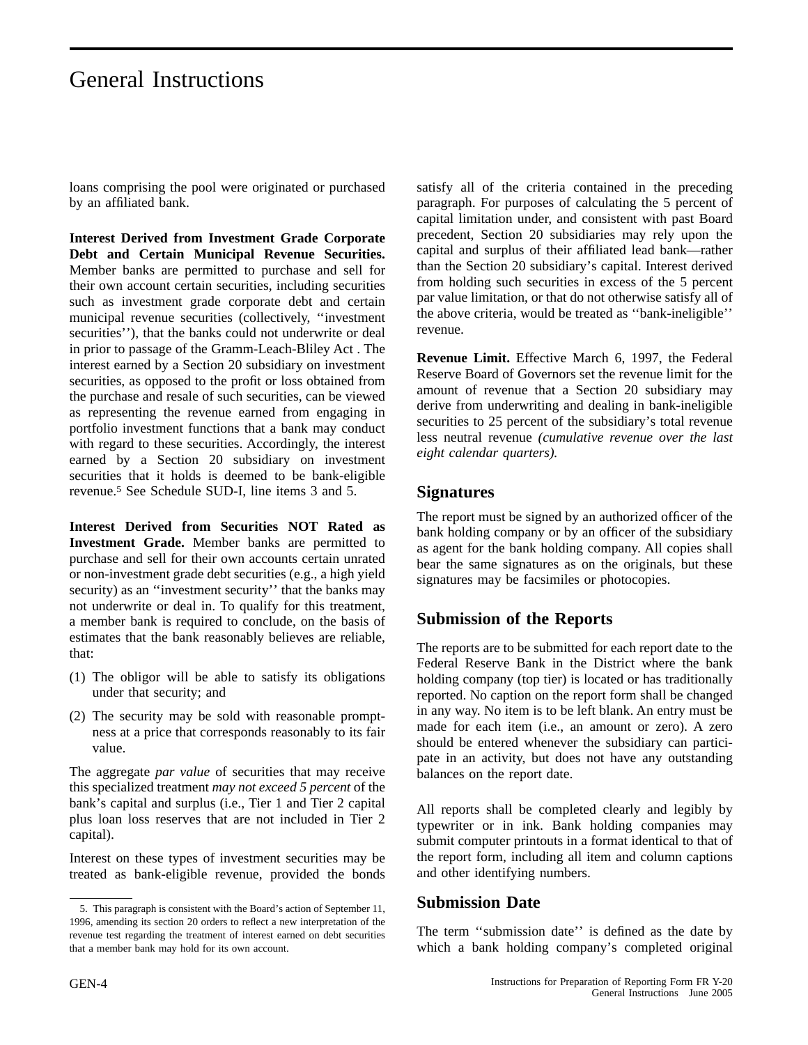# General Instructions

loans comprising the pool were originated or purchased by an affiliated bank.

**Interest Derived from Investment Grade Corporate Debt and Certain Municipal Revenue Securities.** Member banks are permitted to purchase and sell for their own account certain securities, including securities such as investment grade corporate debt and certain municipal revenue securities (collectively, ''investment securities''), that the banks could not underwrite or deal in prior to passage of the Gramm-Leach-Bliley Act . The interest earned by a Section 20 subsidiary on investment securities, as opposed to the profit or loss obtained from the purchase and resale of such securities, can be viewed as representing the revenue earned from engaging in portfolio investment functions that a bank may conduct with regard to these securities. Accordingly, the interest earned by a Section 20 subsidiary on investment securities that it holds is deemed to be bank-eligible revenue.[5] See Schedule SUD-I, line items 3 and 5.

**Interest Derived from Securities NOT Rated as Investment Grade.** Member banks are permitted to purchase and sell for their own accounts certain unrated or non-investment grade debt securities (e.g., a high yield security) as an ''investment security'' that the banks may not underwrite or deal in. To qualify for this treatment, a member bank is required to conclude, on the basis of estimates that the bank reasonably believes are reliable, that:

(1) The obligor will be able to satisfy its obligations under that security; and

(2) The security may be sold with reasonable promptness at a price that corresponds reasonably to its fair value.

The aggregate *par value* of securities that may receive this specialized treatment *may not exceed 5 percent* of the bank's capital and surplus (i.e., Tier 1 and Tier 2 capital plus loan loss reserves that are not included in Tier 2 capital).

Interest on these types of investment securities may be treated as bank-eligible revenue, provided the bonds satisfy all of the criteria contained in the preceding paragraph. For purposes of calculating the 5 percent of capital limitation under, and consistent with past Board precedent, Section 20 subsidiaries may rely upon the capital and surplus of their affiliated lead bank—rather than the Section 20 subsidiary's capital. Interest derived from holding such securities in excess of the 5 percent par value limitation, or that do not otherwise satisfy all of the above criteria, would be treated as ''bank-ineligible'' revenue.

**Revenue Limit.** Effective March 6, 1997, the Federal Reserve Board of Governors set the revenue limit for the amount of revenue that a Section 20 subsidiary may derive from underwriting and dealing in bank-ineligible securities to 25 percent of the subsidiary's total revenue less neutral revenue *(cumulative revenue over the last eight calendar quarters).*

## Signatures

The report must be signed by an authorized officer of the bank holding company or by an officer of the subsidiary as agent for the bank holding company. All copies shall bear the same signatures as on the originals, but these signatures may be facsimiles or photocopies.

## Submission of the Reports

The reports are to be submitted for each report date to the Federal Reserve Bank in the District where the bank holding company (top tier) is located or has traditionally reported. No caption on the report form shall be changed in any way. No item is to be left blank. An entry must be made for each item (i.e., an amount or zero). A zero should be entered whenever the subsidiary can participate in an activity, but does not have any outstanding balances on the report date.

All reports shall be completed clearly and legibly by typewriter or in ink. Bank holding companies may submit computer printouts in a format identical to that of the report form, including all item and column captions and other identifying numbers.

## Submission Date

The term ''submission date'' is defined as the date by which a bank holding company's completed original

5. This paragraph is consistent with the Board's action of September 11, 1996, amending its section 20 orders to reflect a new interpretation of the revenue test regarding the treatment of interest earned on debt securities that a member bank may hold for its own account.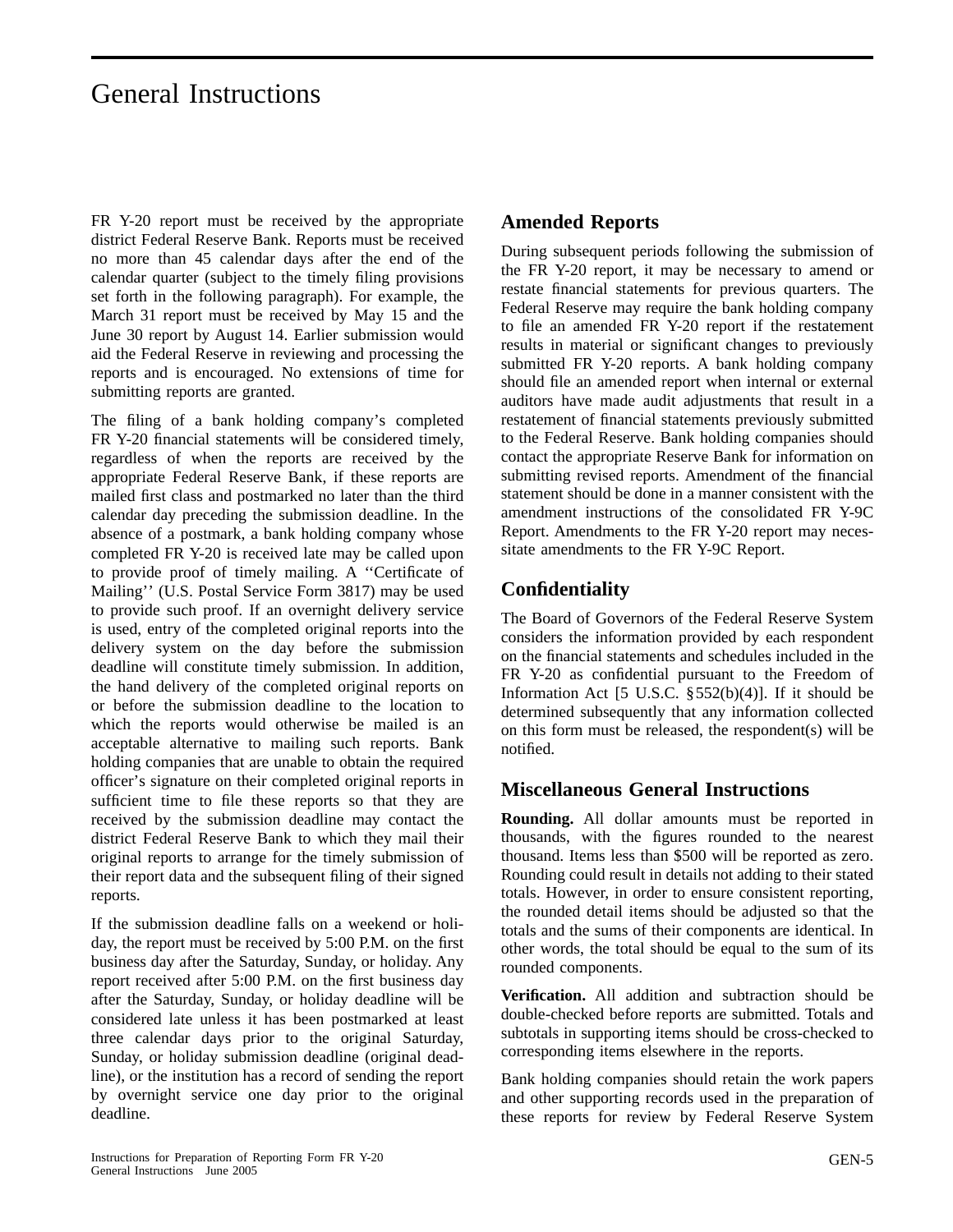# General Instructions

FR Y-20 report must be received by the appropriate district Federal Reserve Bank. Reports must be received no more than 45 calendar days after the end of the calendar quarter (subject to the timely filing provisions set forth in the following paragraph). For example, the March 31 report must be received by May 15 and the June 30 report by August 14. Earlier submission would aid the Federal Reserve in reviewing and processing the reports and is encouraged. No extensions of time for submitting reports are granted.

The filing of a bank holding company's completed FR Y-20 financial statements will be considered timely, regardless of when the reports are received by the appropriate Federal Reserve Bank, if these reports are mailed first class and postmarked no later than the third calendar day preceding the submission deadline. In the absence of a postmark, a bank holding company whose completed FR Y-20 is received late may be called upon to provide proof of timely mailing. A ''Certificate of Mailing'' (U.S. Postal Service Form 3817) may be used to provide such proof. If an overnight delivery service is used, entry of the completed original reports into the delivery system on the day before the submission deadline will constitute timely submission. In addition, the hand delivery of the completed original reports on or before the submission deadline to the location to which the reports would otherwise be mailed is an acceptable alternative to mailing such reports. Bank holding companies that are unable to obtain the required officer's signature on their completed original reports in sufficient time to file these reports so that they are received by the submission deadline may contact the district Federal Reserve Bank to which they mail their original reports to arrange for the timely submission of their report data and the subsequent filing of their signed reports.

If the submission deadline falls on a weekend or holiday, the report must be received by 5:00 P.M. on the first business day after the Saturday, Sunday, or holiday. Any report received after 5:00 P.M. on the first business day after the Saturday, Sunday, or holiday deadline will be considered late unless it has been postmarked at least three calendar days prior to the original Saturday, Sunday, or holiday submission deadline (original deadline), or the institution has a record of sending the report by overnight service one day prior to the original deadline.

## Amended Reports

During subsequent periods following the submission of the FR Y-20 report, it may be necessary to amend or restate financial statements for previous quarters. The Federal Reserve may require the bank holding company to file an amended FR Y-20 report if the restatement results in material or significant changes to previously submitted FR Y-20 reports. A bank holding company should file an amended report when internal or external auditors have made audit adjustments that result in a restatement of financial statements previously submitted to the Federal Reserve. Bank holding companies should contact the appropriate Reserve Bank for information on submitting revised reports. Amendment of the financial statement should be done in a manner consistent with the amendment instructions of the consolidated FR Y-9C Report. Amendments to the FR Y-20 report may necessitate amendments to the FR Y-9C Report.

## Confidentiality

The Board of Governors of the Federal Reserve System considers the information provided by each respondent on the financial statements and schedules included in the FR Y-20 as confidential pursuant to the Freedom of Information Act [5 U.S.C. §552(b)(4)]. If it should be determined subsequently that any information collected on this form must be released, the respondent(s) will be notified.

## Miscellaneous General Instructions

**Rounding.** All dollar amounts must be reported in thousands, with the figures rounded to the nearest thousand. Items less than $500 will be reported as zero. Rounding could result in details not adding to their stated totals. However, in order to ensure consistent reporting, the rounded detail items should be adjusted so that the totals and the sums of their components are identical. In other words, the total should be equal to the sum of its rounded components.

**Verification.** All addition and subtraction should be double-checked before reports are submitted. Totals and subtotals in supporting items should be cross-checked to corresponding items elsewhere in the reports.

Bank holding companies should retain the work papers and other supporting records used in the preparation of these reports for review by Federal Reserve System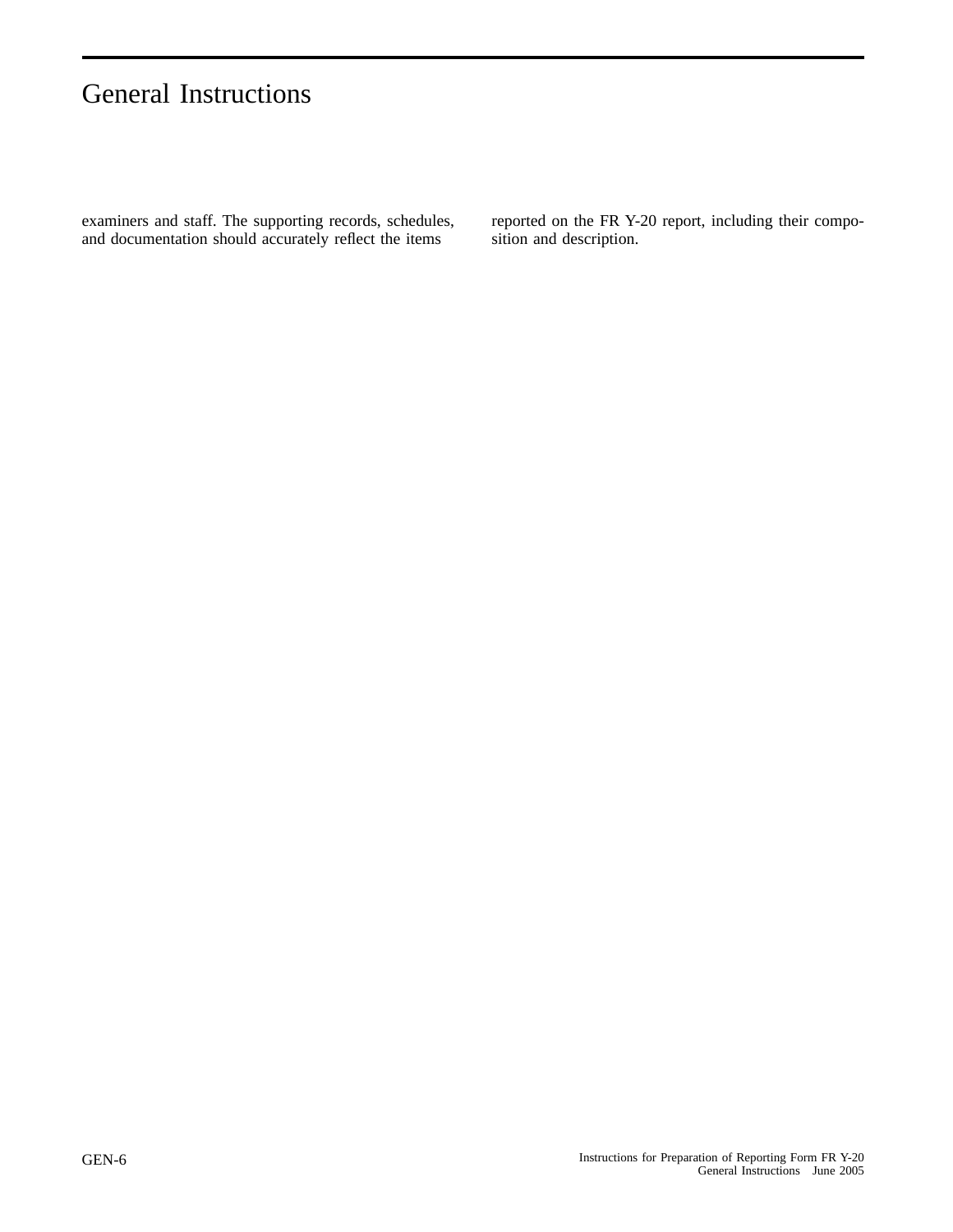examiners and staff. The supporting records, schedules, and documentation should accurately reflect the items reported on the FR Y-20 report, including their composition and description.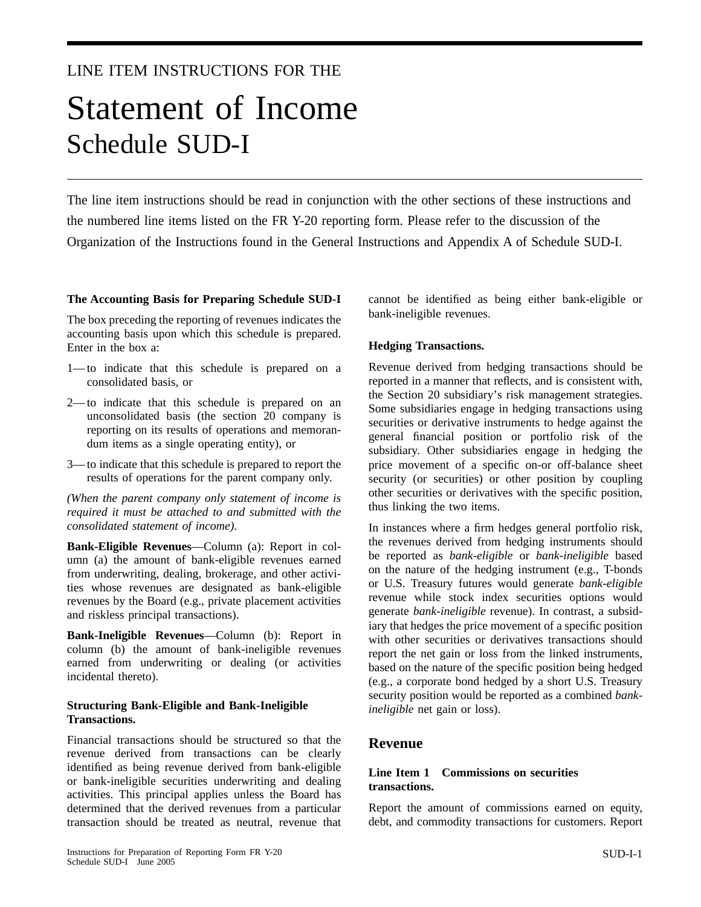LINE ITEM INSTRUCTIONS FOR THE

# Statement of Income
## Schedule SUD-I

The line item instructions should be read in conjunction with the other sections of these instructions and the numbered line items listed on the FR Y-20 reporting form. Please refer to the discussion of the Organization of the Instructions found in the General Instructions and Appendix A of Schedule SUD-I.

**The Accounting Basis for Preparing Schedule SUD-I**

The box preceding the reporting of revenues indicates the accounting basis upon which this schedule is prepared. Enter in the box a:

1— to indicate that this schedule is prepared on a consolidated basis, or

2— to indicate that this schedule is prepared on an unconsolidated basis (the section 20 company is reporting on its results of operations and memorandum items as a single operating entity), or

3— to indicate that this schedule is prepared to report the results of operations for the parent company only.

*(When the parent company only statement of income is required it must be attached to and submitted with the consolidated statement of income).*

**Bank-Eligible Revenues**—Column (a): Report in column (a) the amount of bank-eligible revenues earned from underwriting, dealing, brokerage, and other activities whose revenues are designated as bank-eligible revenues by the Board (e.g., private placement activities and riskless principal transactions).

**Bank-Ineligible Revenues**—Column (b): Report in column (b) the amount of bank-ineligible revenues earned from underwriting or dealing (or activities incidental thereto).

**Structuring Bank-Eligible and Bank-Ineligible Transactions.**

Financial transactions should be structured so that the revenue derived from transactions can be clearly identified as being revenue derived from bank-eligible or bank-ineligible securities underwriting and dealing activities. This principal applies unless the Board has determined that the derived revenues from a particular transaction should be treated as neutral, revenue that cannot be identified as being either bank-eligible or bank-ineligible revenues.

**Hedging Transactions.**

Revenue derived from hedging transactions should be reported in a manner that reflects, and is consistent with, the Section 20 subsidiary's risk management strategies. Some subsidiaries engage in hedging transactions using securities or derivative instruments to hedge against the general financial position or portfolio risk of the subsidiary. Other subsidiaries engage in hedging the price movement of a specific on-or off-balance sheet security (or securities) or other position by coupling other securities or derivatives with the specific position, thus linking the two items.

In instances where a firm hedges general portfolio risk, the revenues derived from hedging instruments should be reported as *bank-eligible* or *bank-ineligible* based on the nature of the hedging instrument (e.g., T-bonds or U.S. Treasury futures would generate *bank-eligible* revenue while stock index securities options would generate *bank-ineligible* revenue). In contrast, a subsidiary that hedges the price movement of a specific position with other securities or derivatives transactions should report the net gain or loss from the linked instruments, based on the nature of the specific position being hedged (e.g., a corporate bond hedged by a short U.S. Treasury security position would be reported as a combined *bank-ineligible* net gain or loss).

## Revenue

**Line Item 1 Commissions on securities transactions.**

Report the amount of commissions earned on equity, debt, and commodity transactions for customers. Report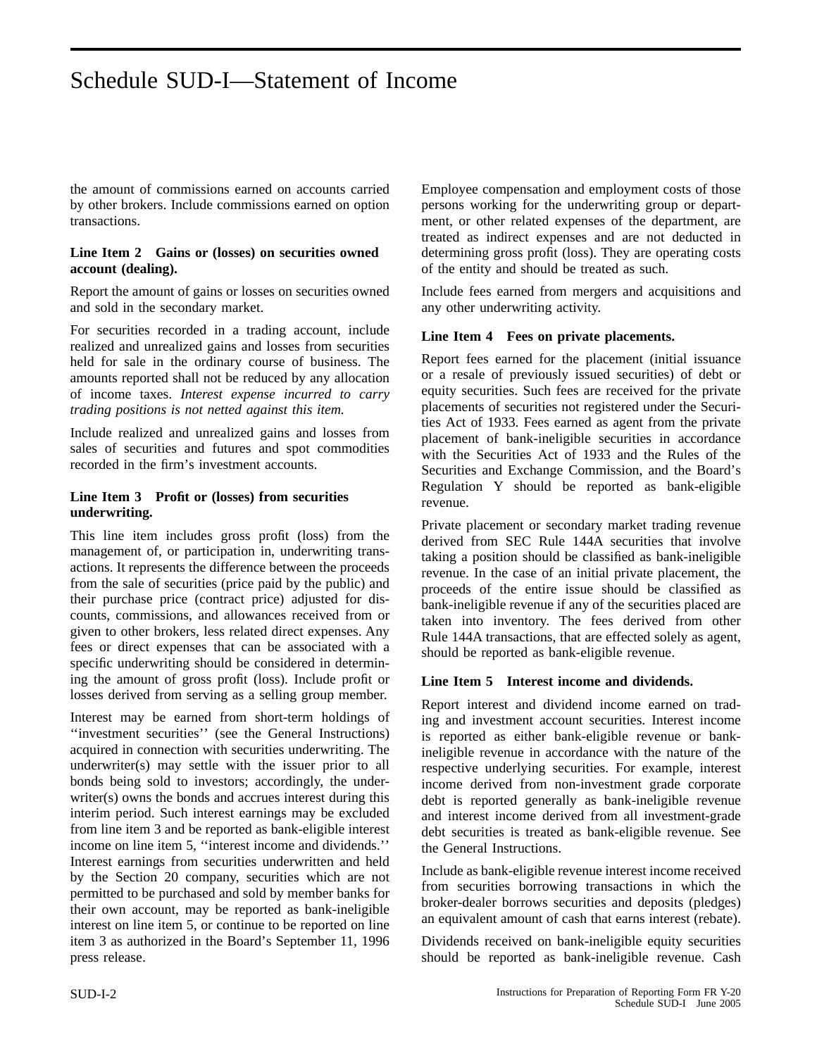# Schedule SUD-I—Statement of Income

the amount of commissions earned on accounts carried by other brokers. Include commissions earned on option transactions.

**Line Item 2 Gains or (losses) on securities owned account (dealing).**

Report the amount of gains or losses on securities owned and sold in the secondary market.

For securities recorded in a trading account, include realized and unrealized gains and losses from securities held for sale in the ordinary course of business. The amounts reported shall not be reduced by any allocation of income taxes. *Interest expense incurred to carry trading positions is not netted against this item.*

Include realized and unrealized gains and losses from sales of securities and futures and spot commodities recorded in the firm's investment accounts.

**Line Item 3 Profit or (losses) from securities underwriting.**

This line item includes gross profit (loss) from the management of, or participation in, underwriting transactions. It represents the difference between the proceeds from the sale of securities (price paid by the public) and their purchase price (contract price) adjusted for discounts, commissions, and allowances received from or given to other brokers, less related direct expenses. Any fees or direct expenses that can be associated with a specific underwriting should be considered in determining the amount of gross profit (loss). Include profit or losses derived from serving as a selling group member.

Interest may be earned from short-term holdings of ''investment securities'' (see the General Instructions) acquired in connection with securities underwriting. The underwriter(s) may settle with the issuer prior to all bonds being sold to investors; accordingly, the underwriter(s) owns the bonds and accrues interest during this interim period. Such interest earnings may be excluded from line item 3 and be reported as bank-eligible interest income on line item 5, ''interest income and dividends.'' Interest earnings from securities underwritten and held by the Section 20 company, securities which are not permitted to be purchased and sold by member banks for their own account, may be reported as bank-ineligible interest on line item 5, or continue to be reported on line item 3 as authorized in the Board's September 11, 1996 press release.

Employee compensation and employment costs of those persons working for the underwriting group or department, or other related expenses of the department, are treated as indirect expenses and are not deducted in determining gross profit (loss). They are operating costs of the entity and should be treated as such.

Include fees earned from mergers and acquisitions and any other underwriting activity.

**Line Item 4 Fees on private placements.**

Report fees earned for the placement (initial issuance or a resale of previously issued securities) of debt or equity securities. Such fees are received for the private placements of securities not registered under the Securities Act of 1933. Fees earned as agent from the private placement of bank-ineligible securities in accordance with the Securities Act of 1933 and the Rules of the Securities and Exchange Commission, and the Board's Regulation Y should be reported as bank-eligible revenue.

Private placement or secondary market trading revenue derived from SEC Rule 144A securities that involve taking a position should be classified as bank-ineligible revenue. In the case of an initial private placement, the proceeds of the entire issue should be classified as bank-ineligible revenue if any of the securities placed are taken into inventory. The fees derived from other Rule 144A transactions, that are effected solely as agent, should be reported as bank-eligible revenue.

**Line Item 5 Interest income and dividends.**

Report interest and dividend income earned on trading and investment account securities. Interest income is reported as either bank-eligible revenue or bank-ineligible revenue in accordance with the nature of the respective underlying securities. For example, interest income derived from non-investment grade corporate debt is reported generally as bank-ineligible revenue and interest income derived from all investment-grade debt securities is treated as bank-eligible revenue. See the General Instructions.

Include as bank-eligible revenue interest income received from securities borrowing transactions in which the broker-dealer borrows securities and deposits (pledges) an equivalent amount of cash that earns interest (rebate).

Dividends received on bank-ineligible equity securities should be reported as bank-ineligible revenue. Cash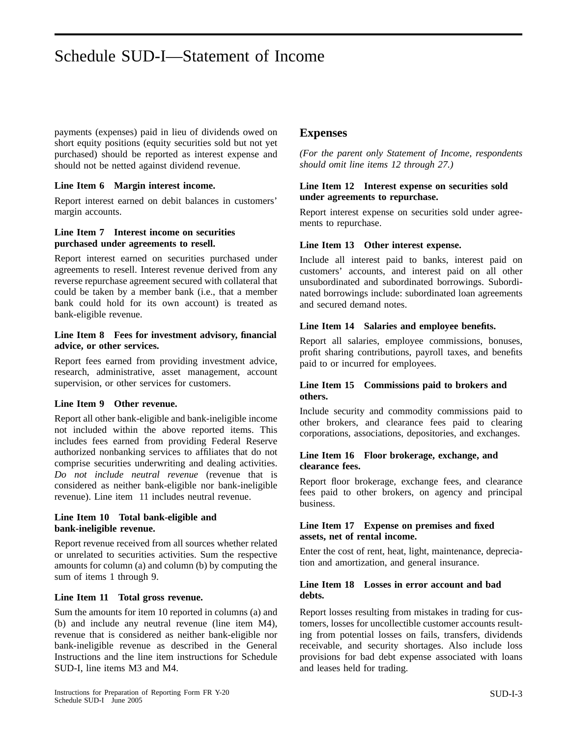# Schedule SUD-I—Statement of Income

payments (expenses) paid in lieu of dividends owed on short equity positions (equity securities sold but not yet purchased) should be reported as interest expense and should not be netted against dividend revenue.

**Line Item 6 Margin interest income.**

Report interest earned on debit balances in customers' margin accounts.

**Line Item 7 Interest income on securities purchased under agreements to resell.**

Report interest earned on securities purchased under agreements to resell. Interest revenue derived from any reverse repurchase agreement secured with collateral that could be taken by a member bank (i.e., that a member bank could hold for its own account) is treated as bank-eligible revenue.

**Line Item 8 Fees for investment advisory, financial advice, or other services.**

Report fees earned from providing investment advice, research, administrative, asset management, account supervision, or other services for customers.

**Line Item 9 Other revenue.**

Report all other bank-eligible and bank-ineligible income not included within the above reported items. This includes fees earned from providing Federal Reserve authorized nonbanking services to affiliates that do not comprise securities underwriting and dealing activities. *Do not include neutral revenue* (revenue that is considered as neither bank-eligible nor bank-ineligible revenue). Line item 11 includes neutral revenue.

**Line Item 10 Total bank-eligible and bank-ineligible revenue.**

Report revenue received from all sources whether related or unrelated to securities activities. Sum the respective amounts for column (a) and column (b) by computing the sum of items 1 through 9.

**Line Item 11 Total gross revenue.**

Sum the amounts for item 10 reported in columns (a) and (b) and include any neutral revenue (line item M4), revenue that is considered as neither bank-eligible nor bank-ineligible revenue as described in the General Instructions and the line item instructions for Schedule SUD-I, line items M3 and M4.

## Expenses

*(For the parent only Statement of Income, respondents should omit line items 12 through 27.)*

**Line Item 12 Interest expense on securities sold under agreements to repurchase.**

Report interest expense on securities sold under agreements to repurchase.

**Line Item 13 Other interest expense.**

Include all interest paid to banks, interest paid on customers' accounts, and interest paid on all other unsubordinated and subordinated borrowings. Subordinated borrowings include: subordinated loan agreements and secured demand notes.

**Line Item 14 Salaries and employee benefits.**

Report all salaries, employee commissions, bonuses, profit sharing contributions, payroll taxes, and benefits paid to or incurred for employees.

**Line Item 15 Commissions paid to brokers and others.**

Include security and commodity commissions paid to other brokers, and clearance fees paid to clearing corporations, associations, depositories, and exchanges.

**Line Item 16 Floor brokerage, exchange, and clearance fees.**

Report floor brokerage, exchange fees, and clearance fees paid to other brokers, on agency and principal business.

**Line Item 17 Expense on premises and fixed assets, net of rental income.**

Enter the cost of rent, heat, light, maintenance, depreciation and amortization, and general insurance.

**Line Item 18 Losses in error account and bad debts.**

Report losses resulting from mistakes in trading for customers, losses for uncollectible customer accounts resulting from potential losses on fails, transfers, dividends receivable, and security shortages. Also include loss provisions for bad debt expense associated with loans and leases held for trading.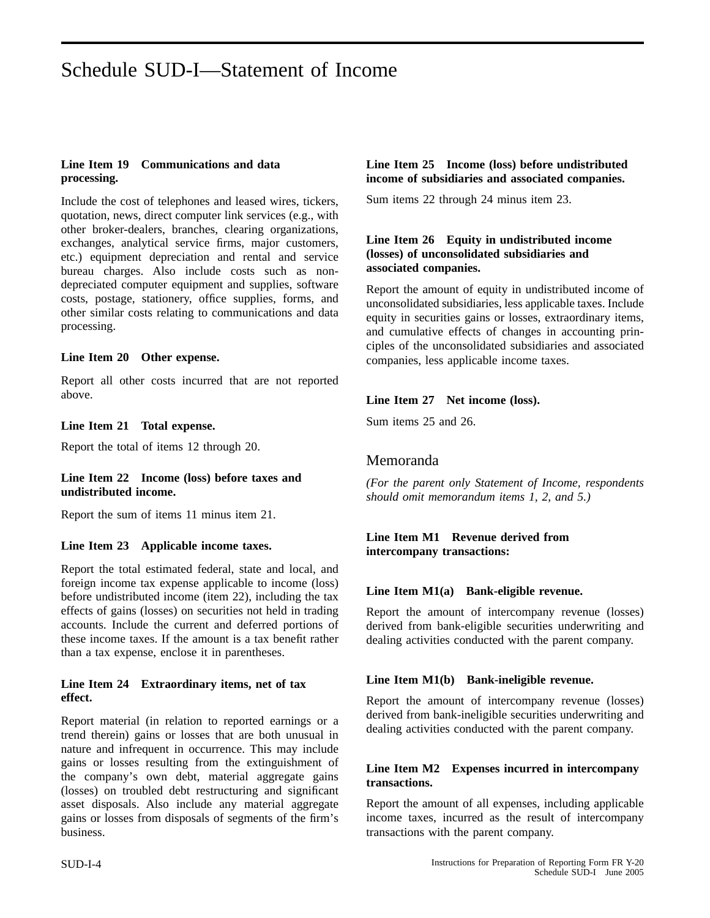# Schedule SUD-I—Statement of Income

**Line Item 19 Communications and data processing.**

Include the cost of telephones and leased wires, tickers, quotation, news, direct computer link services (e.g., with other broker-dealers, branches, clearing organizations, exchanges, analytical service firms, major customers, etc.) equipment depreciation and rental and service bureau charges. Also include costs such as non-depreciated computer equipment and supplies, software costs, postage, stationery, office supplies, forms, and other similar costs relating to communications and data processing.

**Line Item 20 Other expense.**

Report all other costs incurred that are not reported above.

**Line Item 21 Total expense.**

Report the total of items 12 through 20.

**Line Item 22 Income (loss) before taxes and undistributed income.**

Report the sum of items 11 minus item 21.

**Line Item 23 Applicable income taxes.**

Report the total estimated federal, state and local, and foreign income tax expense applicable to income (loss) before undistributed income (item 22), including the tax effects of gains (losses) on securities not held in trading accounts. Include the current and deferred portions of these income taxes. If the amount is a tax benefit rather than a tax expense, enclose it in parentheses.

**Line Item 24 Extraordinary items, net of tax effect.**

Report material (in relation to reported earnings or a trend therein) gains or losses that are both unusual in nature and infrequent in occurrence. This may include gains or losses resulting from the extinguishment of the company's own debt, material aggregate gains (losses) on troubled debt restructuring and significant asset disposals. Also include any material aggregate gains or losses from disposals of segments of the firm's business.

**Line Item 25 Income (loss) before undistributed income of subsidiaries and associated companies.**

Sum items 22 through 24 minus item 23.

**Line Item 26 Equity in undistributed income (losses) of unconsolidated subsidiaries and associated companies.**

Report the amount of equity in undistributed income of unconsolidated subsidiaries, less applicable taxes. Include equity in securities gains or losses, extraordinary items, and cumulative effects of changes in accounting principles of the unconsolidated subsidiaries and associated companies, less applicable income taxes.

**Line Item 27 Net income (loss).**

Sum items 25 and 26.

## Memoranda

*(For the parent only Statement of Income, respondents should omit memorandum items 1, 2, and 5.)*

**Line Item M1 Revenue derived from intercompany transactions:**

**Line Item M1(a) Bank-eligible revenue.**

Report the amount of intercompany revenue (losses) derived from bank-eligible securities underwriting and dealing activities conducted with the parent company.

**Line Item M1(b) Bank-ineligible revenue.**

Report the amount of intercompany revenue (losses) derived from bank-ineligible securities underwriting and dealing activities conducted with the parent company.

**Line Item M2 Expenses incurred in intercompany transactions.**

Report the amount of all expenses, including applicable income taxes, incurred as the result of intercompany transactions with the parent company.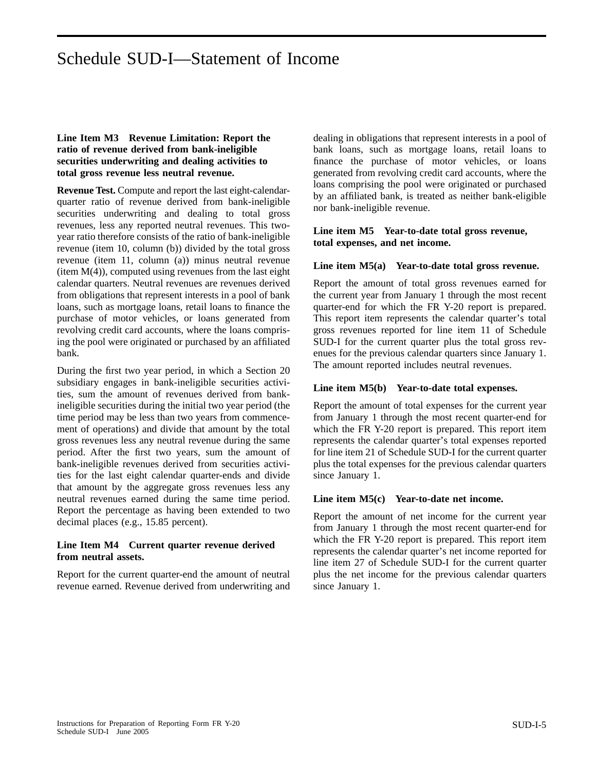# Schedule SUD-I—Statement of Income

**Line Item M3 Revenue Limitation: Report the ratio of revenue derived from bank-ineligible securities underwriting and dealing activities to total gross revenue less neutral revenue.**

**Revenue Test.** Compute and report the last eight-calendar-quarter ratio of revenue derived from bank-ineligible securities underwriting and dealing to total gross revenues, less any reported neutral revenues. This two-year ratio therefore consists of the ratio of bank-ineligible revenue (item 10, column (b)) divided by the total gross revenue (item 11, column (a)) minus neutral revenue (item M(4)), computed using revenues from the last eight calendar quarters. Neutral revenues are revenues derived from obligations that represent interests in a pool of bank loans, such as mortgage loans, retail loans to finance the purchase of motor vehicles, or loans generated from revolving credit card accounts, where the loans comprising the pool were originated or purchased by an affiliated bank.

During the first two year period, in which a Section 20 subsidiary engages in bank-ineligible securities activities, sum the amount of revenues derived from bank-ineligible securities during the initial two year period (the time period may be less than two years from commencement of operations) and divide that amount by the total gross revenues less any neutral revenue during the same period. After the first two years, sum the amount of bank-ineligible revenues derived from securities activities for the last eight calendar quarter-ends and divide that amount by the aggregate gross revenues less any neutral revenues earned during the same time period. Report the percentage as having been extended to two decimal places (e.g., 15.85 percent).

**Line Item M4 Current quarter revenue derived from neutral assets.**

Report for the current quarter-end the amount of neutral revenue earned. Revenue derived from underwriting and dealing in obligations that represent interests in a pool of bank loans, such as mortgage loans, retail loans to finance the purchase of motor vehicles, or loans generated from revolving credit card accounts, where the loans comprising the pool were originated or purchased by an affiliated bank, is treated as neither bank-eligible nor bank-ineligible revenue.

**Line item M5 Year-to-date total gross revenue, total expenses, and net income.**

**Line item M5(a) Year-to-date total gross revenue.**

Report the amount of total gross revenues earned for the current year from January 1 through the most recent quarter-end for which the FR Y-20 report is prepared. This report item represents the calendar quarter's total gross revenues reported for line item 11 of Schedule SUD-I for the current quarter plus the total gross revenues for the previous calendar quarters since January 1. The amount reported includes neutral revenues.

**Line item M5(b) Year-to-date total expenses.**

Report the amount of total expenses for the current year from January 1 through the most recent quarter-end for which the FR Y-20 report is prepared. This report item represents the calendar quarter's total expenses reported for line item 21 of Schedule SUD-I for the current quarter plus the total expenses for the previous calendar quarters since January 1.

**Line item M5(c) Year-to-date net income.**

Report the amount of net income for the current year from January 1 through the most recent quarter-end for which the FR Y-20 report is prepared. This report item represents the calendar quarter's net income reported for line item 27 of Schedule SUD-I for the current quarter plus the net income for the previous calendar quarters since January 1.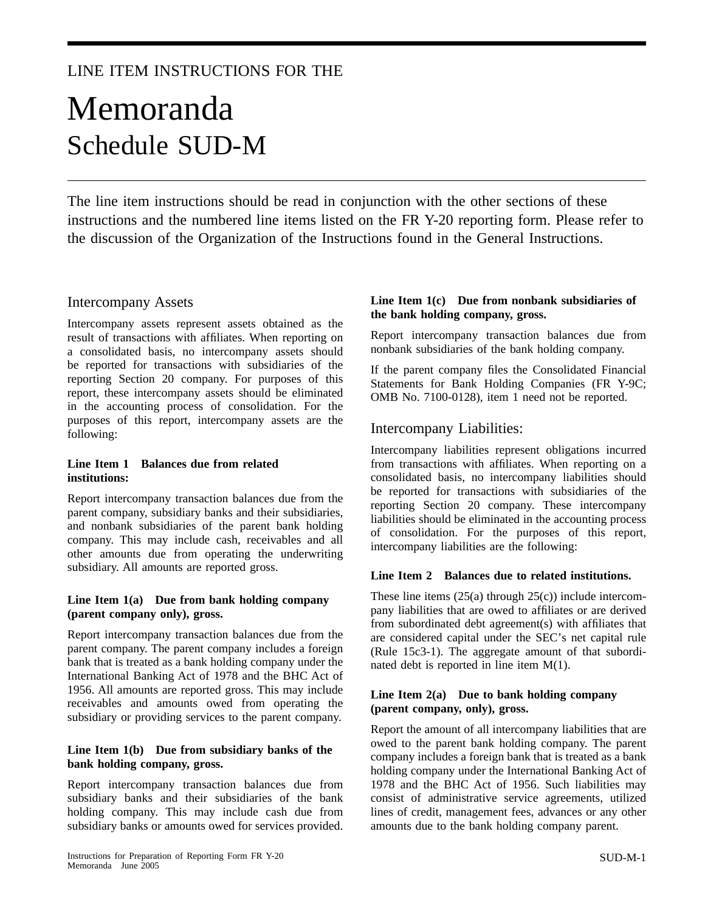LINE ITEM INSTRUCTIONS FOR THE

# Memoranda
## Schedule SUD-M

The line item instructions should be read in conjunction with the other sections of these instructions and the numbered line items listed on the FR Y-20 reporting form. Please refer to the discussion of the Organization of the Instructions found in the General Instructions.

### Intercompany Assets

Intercompany assets represent assets obtained as the result of transactions with affiliates. When reporting on a consolidated basis, no intercompany assets should be reported for transactions with subsidiaries of the reporting Section 20 company. For purposes of this report, these intercompany assets should be eliminated in the accounting process of consolidation. For the purposes of this report, intercompany assets are the following:

**Line Item 1 Balances due from related institutions:**

Report intercompany transaction balances due from the parent company, subsidiary banks and their subsidiaries, and nonbank subsidiaries of the parent bank holding company. This may include cash, receivables and all other amounts due from operating the underwriting subsidiary. All amounts are reported gross.

**Line Item 1(a) Due from bank holding company (parent company only), gross.**

Report intercompany transaction balances due from the parent company. The parent company includes a foreign bank that is treated as a bank holding company under the International Banking Act of 1978 and the BHC Act of 1956. All amounts are reported gross. This may include receivables and amounts owed from operating the subsidiary or providing services to the parent company.

**Line Item 1(b) Due from subsidiary banks of the bank holding company, gross.**

Report intercompany transaction balances due from subsidiary banks and their subsidiaries of the bank holding company. This may include cash due from subsidiary banks or amounts owed for services provided.

**Line Item 1(c) Due from nonbank subsidiaries of the bank holding company, gross.**

Report intercompany transaction balances due from nonbank subsidiaries of the bank holding company.

If the parent company files the Consolidated Financial Statements for Bank Holding Companies (FR Y-9C; OMB No. 7100-0128), item 1 need not be reported.

### Intercompany Liabilities:

Intercompany liabilities represent obligations incurred from transactions with affiliates. When reporting on a consolidated basis, no intercompany liabilities should be reported for transactions with subsidiaries of the reporting Section 20 company. These intercompany liabilities should be eliminated in the accounting process of consolidation. For the purposes of this report, intercompany liabilities are the following:

**Line Item 2 Balances due to related institutions.**

These line items (25(a) through 25(c)) include intercompany liabilities that are owed to affiliates or are derived from subordinated debt agreement(s) with affiliates that are considered capital under the SEC's net capital rule (Rule 15c3-1). The aggregate amount of that subordinated debt is reported in line item M(1).

**Line Item 2(a) Due to bank holding company (parent company, only), gross.**

Report the amount of all intercompany liabilities that are owed to the parent bank holding company. The parent company includes a foreign bank that is treated as a bank holding company under the International Banking Act of 1978 and the BHC Act of 1956. Such liabilities may consist of administrative service agreements, utilized lines of credit, management fees, advances or any other amounts due to the bank holding company parent.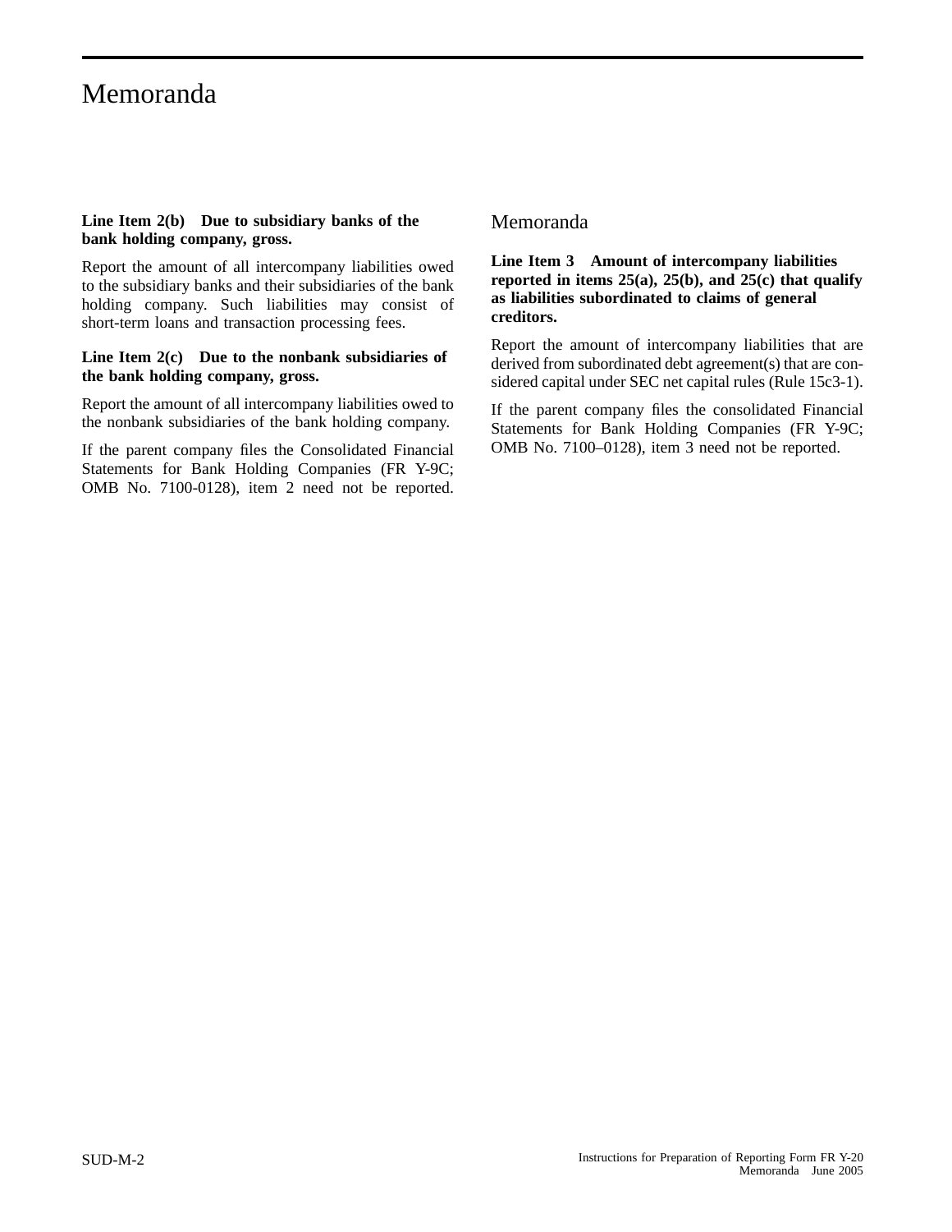# Memoranda

**Line Item 2(b) Due to subsidiary banks of the bank holding company, gross.**

Report the amount of all intercompany liabilities owed to the subsidiary banks and their subsidiaries of the bank holding company. Such liabilities may consist of short-term loans and transaction processing fees.

**Line Item 2(c) Due to the nonbank subsidiaries of the bank holding company, gross.**

Report the amount of all intercompany liabilities owed to the nonbank subsidiaries of the bank holding company.

If the parent company files the Consolidated Financial Statements for Bank Holding Companies (FR Y-9C; OMB No. 7100-0128), item 2 need not be reported.

## Memoranda

**Line Item 3 Amount of intercompany liabilities reported in items 25(a), 25(b), and 25(c) that qualify as liabilities subordinated to claims of general creditors.**

Report the amount of intercompany liabilities that are derived from subordinated debt agreement(s) that are considered capital under SEC net capital rules (Rule 15c3-1).

If the parent company files the consolidated Financial Statements for Bank Holding Companies (FR Y-9C; OMB No. 7100–0128), item 3 need not be reported.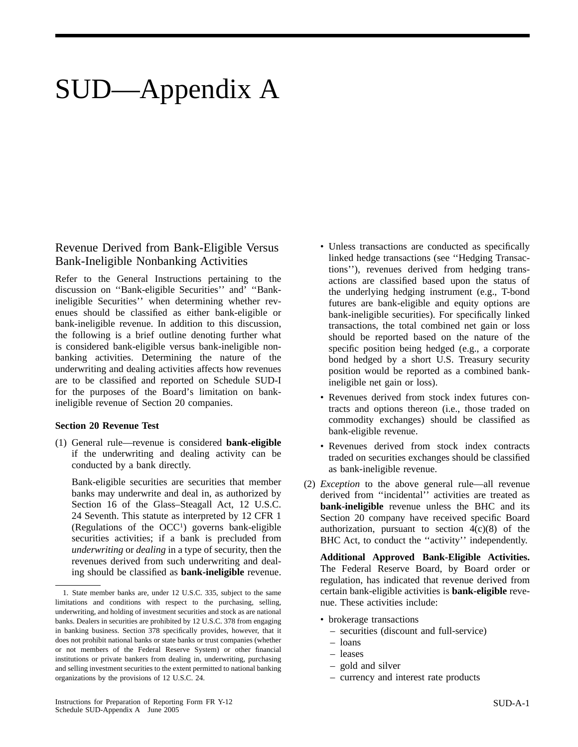# SUD—Appendix A

## Revenue Derived from Bank-Eligible Versus Bank-Ineligible Nonbanking Activities

Refer to the General Instructions pertaining to the discussion on ''Bank-eligible Securities'' and' ''Bank-ineligible Securities'' when determining whether revenues should be classified as either bank-eligible or bank-ineligible revenue. In addition to this discussion, the following is a brief outline denoting further what is considered bank-eligible versus bank-ineligible nonbanking activities. Determining the nature of the underwriting and dealing activities affects how revenues are to be classified and reported on Schedule SUD-I for the purposes of the Board's limitation on bank-ineligible revenue of Section 20 companies.

**Section 20 Revenue Test**

(1) General rule—revenue is considered **bank-eligible** if the underwriting and dealing activity can be conducted by a bank directly.

Bank-eligible securities are securities that member banks may underwrite and deal in, as authorized by Section 16 of the Glass–Steagall Act, 12 U.S.C. 24 Seventh. This statute as interpreted by 12 CFR 1 (Regulations of the OCC[1]) governs bank-eligible securities activities; if a bank is precluded from *underwriting* or *dealing* in a type of security, then the revenues derived from such underwriting and dealing should be classified as **bank-ineligible** revenue.

- Unless transactions are conducted as specifically linked hedge transactions (see ''Hedging Transactions''), revenues derived from hedging transactions are classified based upon the status of the underlying hedging instrument (e.g., T-bond futures are bank-eligible and equity options are bank-ineligible securities). For specifically linked transactions, the total combined net gain or loss should be reported based on the nature of the specific position being hedged (e.g., a corporate bond hedged by a short U.S. Treasury security position would be reported as a combined bank-ineligible net gain or loss).
- Revenues derived from stock index futures contracts and options thereon (i.e., those traded on commodity exchanges) should be classified as bank-eligible revenue.
- Revenues derived from stock index contracts traded on securities exchanges should be classified as bank-ineligible revenue.

(2) *Exception* to the above general rule—all revenue derived from ''incidental'' activities are treated as **bank-ineligible** revenue unless the BHC and its Section 20 company have received specific Board authorization, pursuant to section 4(c)(8) of the BHC Act, to conduct the ''activity'' independently.

**Additional Approved Bank-Eligible Activities.** The Federal Reserve Board, by Board order or regulation, has indicated that revenue derived from certain bank-eligible activities is **bank-eligible** revenue. These activities include:

- brokerage transactions
  - securities (discount and full-service)
  - loans
  - leases
  - gold and silver
  - currency and interest rate products

1. State member banks are, under 12 U.S.C. 335, subject to the same limitations and conditions with respect to the purchasing, selling, underwriting, and holding of investment securities and stock as are national banks. Dealers in securities are prohibited by 12 U.S.C. 378 from engaging in banking business. Section 378 specifically provides, however, that it does not prohibit national banks or state banks or trust companies (whether or not members of the Federal Reserve System) or other financial institutions or private bankers from dealing in, underwriting, purchasing and selling investment securities to the extent permitted to national banking organizations by the provisions of 12 U.S.C. 24.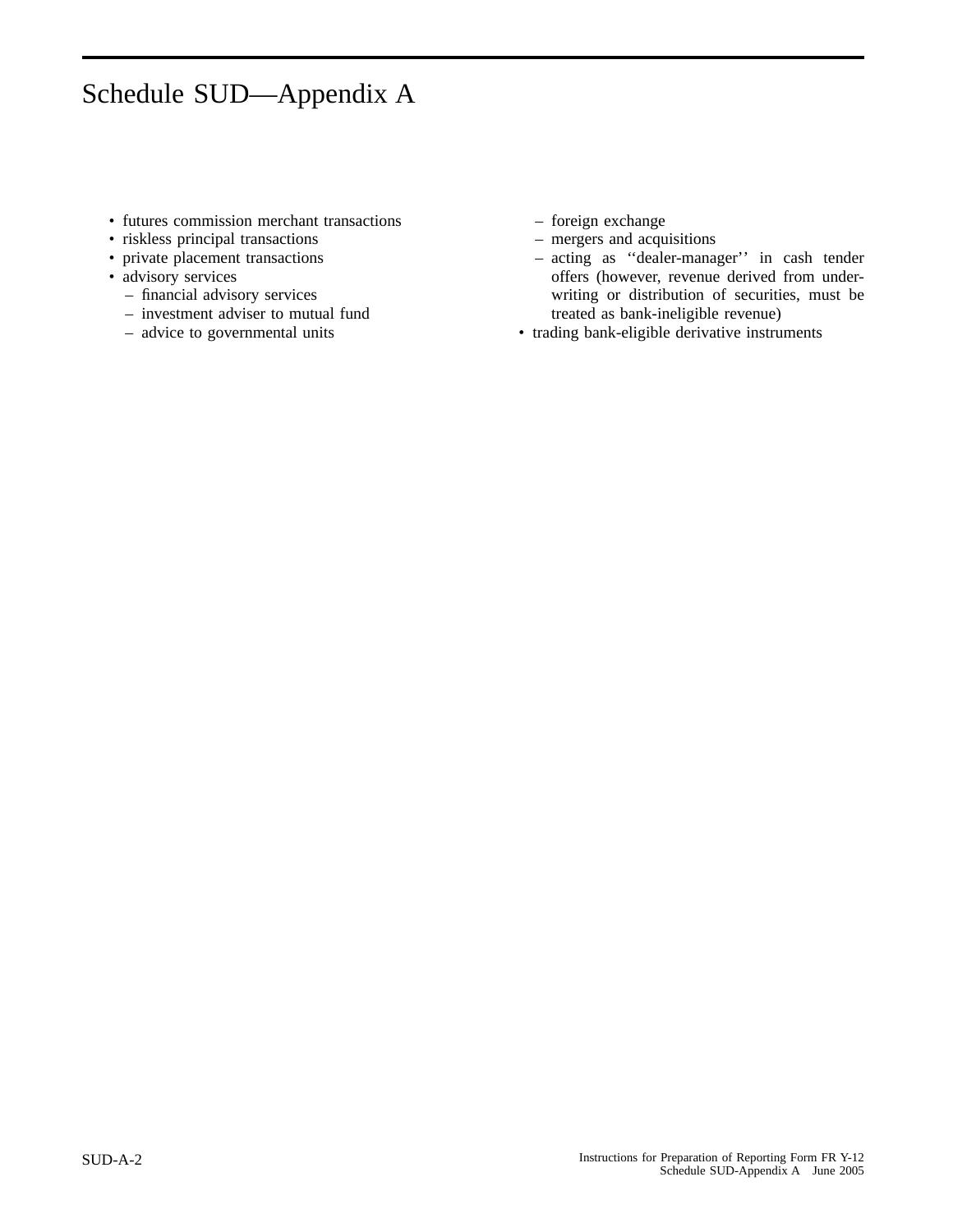# Schedule SUD—Appendix A

- futures commission merchant transactions
- riskless principal transactions
- private placement transactions
- advisory services
  - financial advisory services
  - investment adviser to mutual fund
  - advice to governmental units
  - foreign exchange
  - mergers and acquisitions
  - acting as ''dealer-manager'' in cash tender offers (however, revenue derived from underwriting or distribution of securities, must be treated as bank-ineligible revenue)
- trading bank-eligible derivative instruments